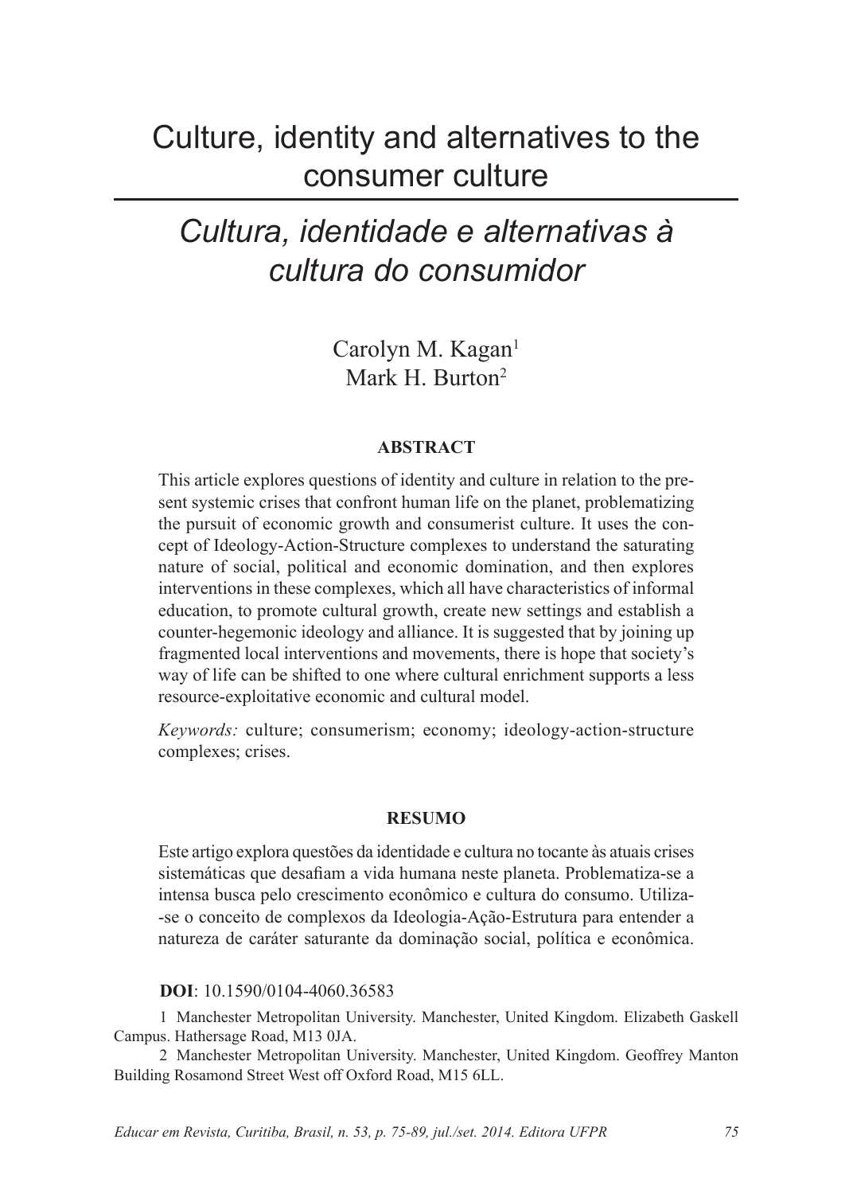# Culture, identity and alternatives to the consumer culture

## *Cultura, identidade e alternativas à cultura do consumidor*

Carolyn M. Kagan[1]
Mark H. Burton[2]

**ABSTRACT**

This article explores questions of identity and culture in relation to the present systemic crises that confront human life on the planet, problematizing the pursuit of economic growth and consumerist culture. It uses the concept of Ideology-Action-Structure complexes to understand the saturating nature of social, political and economic domination, and then explores interventions in these complexes, which all have characteristics of informal education, to promote cultural growth, create new settings and establish a counter-hegemonic ideology and alliance. It is suggested that by joining up fragmented local interventions and movements, there is hope that society's way of life can be shifted to one where cultural enrichment supports a less resource-exploitative economic and cultural model.

*Keywords:* culture; consumerism; economy; ideology-action-structure complexes; crises.

**RESUMO**

Este artigo explora questões da identidade e cultura no tocante às atuais crises sistemáticas que desafiam a vida humana neste planeta. Problematiza-se a intensa busca pelo crescimento econômico e cultura do consumo. Utiliza-se o conceito de complexos da Ideologia-Ação-Estrutura para entender a natureza de caráter saturante da dominação social, política e econômica.

**DOI**: 10.1590/0104-4060.36583

1 Manchester Metropolitan University. Manchester, United Kingdom. Elizabeth Gaskell Campus. Hathersage Road, M13 0JA.

2 Manchester Metropolitan University. Manchester, United Kingdom. Geoffrey Manton Building Rosamond Street West off Oxford Road, M15 6LL.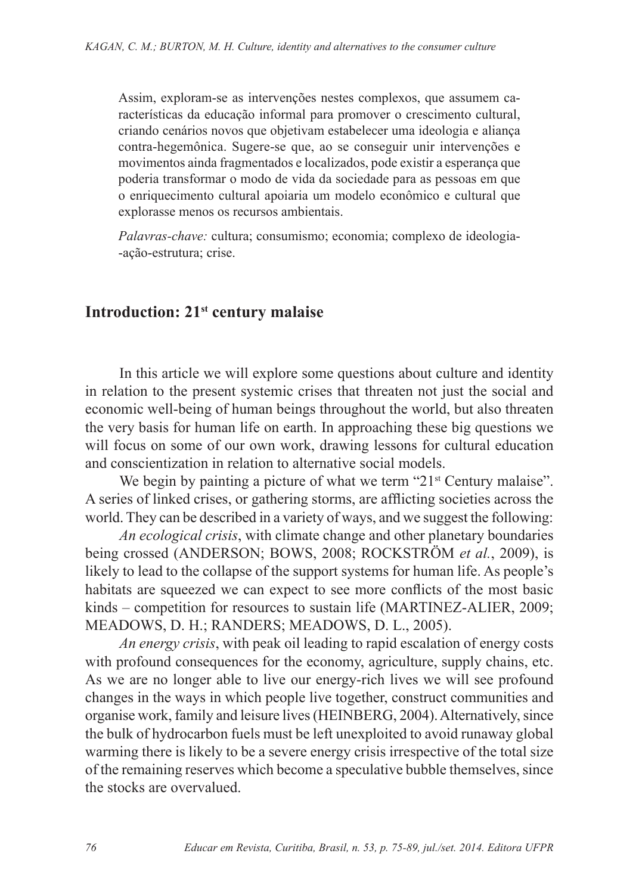Assim, exploram-se as intervenções nestes complexos, que assumem características da educação informal para promover o crescimento cultural, criando cenários novos que objetivam estabelecer uma ideologia e aliança contra-hegemônica. Sugere-se que, ao se conseguir unir intervenções e movimentos ainda fragmentados e localizados, pode existir a esperança que poderia transformar o modo de vida da sociedade para as pessoas em que o enriquecimento cultural apoiaria um modelo econômico e cultural que explorasse menos os recursos ambientais.

*Palavras-chave:* cultura; consumismo; economia; complexo de ideologia-ação-estrutura; crise.

## Introduction: 21st century malaise

In this article we will explore some questions about culture and identity in relation to the present systemic crises that threaten not just the social and economic well-being of human beings throughout the world, but also threaten the very basis for human life on earth. In approaching these big questions we will focus on some of our own work, drawing lessons for cultural education and conscientization in relation to alternative social models.

We begin by painting a picture of what we term "21st Century malaise". A series of linked crises, or gathering storms, are afflicting societies across the world. They can be described in a variety of ways, and we suggest the following:

*An ecological crisis*, with climate change and other planetary boundaries being crossed (ANDERSON; BOWS, 2008; ROCKSTRÖM *et al.*, 2009), is likely to lead to the collapse of the support systems for human life. As people's habitats are squeezed we can expect to see more conflicts of the most basic kinds – competition for resources to sustain life (MARTINEZ-ALIER, 2009; MEADOWS, D. H.; RANDERS; MEADOWS, D. L., 2005).

*An energy crisis*, with peak oil leading to rapid escalation of energy costs with profound consequences for the economy, agriculture, supply chains, etc. As we are no longer able to live our energy-rich lives we will see profound changes in the ways in which people live together, construct communities and organise work, family and leisure lives (HEINBERG, 2004). Alternatively, since the bulk of hydrocarbon fuels must be left unexploited to avoid runaway global warming there is likely to be a severe energy crisis irrespective of the total size of the remaining reserves which become a speculative bubble themselves, since the stocks are overvalued.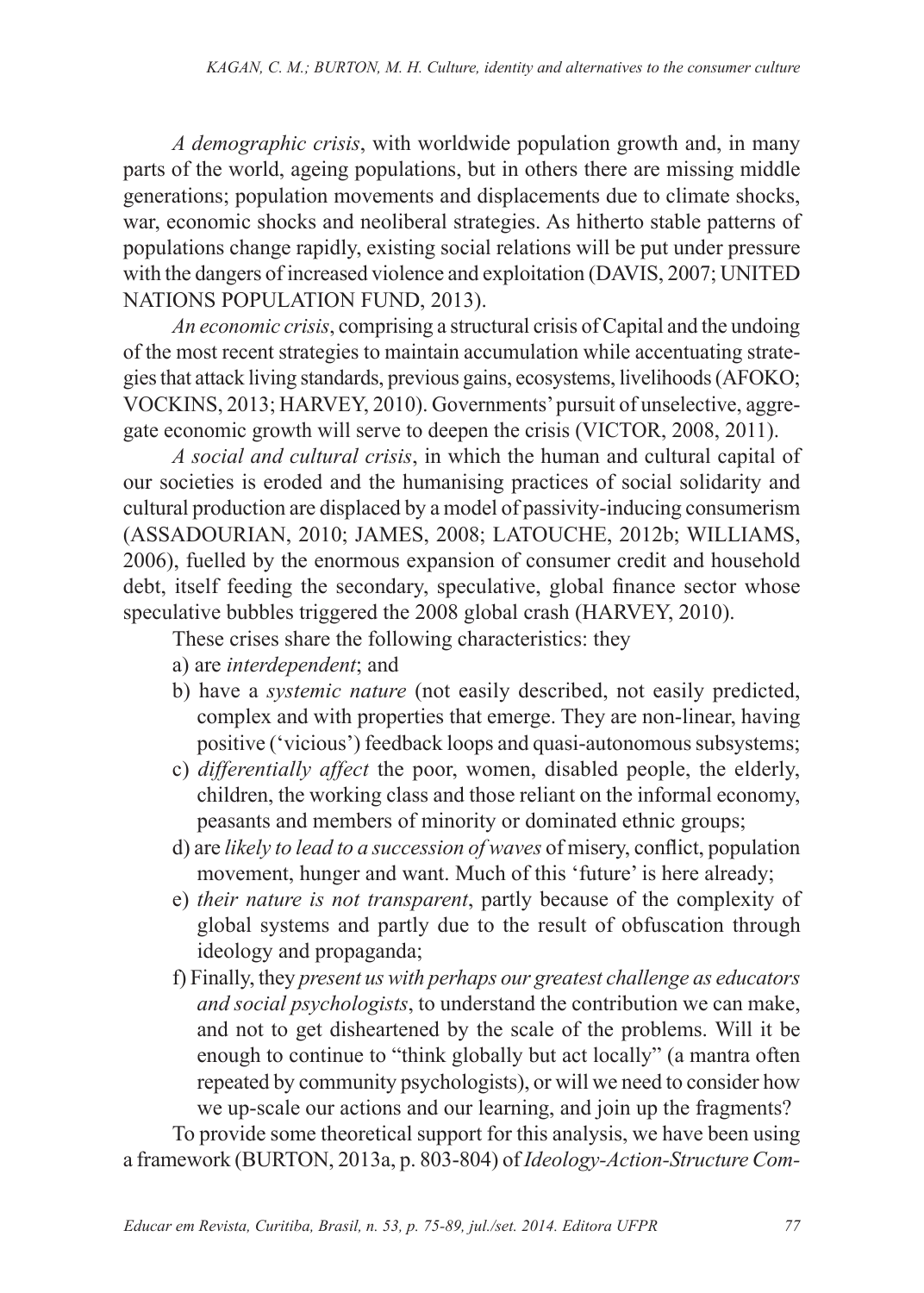*A demographic crisis*, with worldwide population growth and, in many parts of the world, ageing populations, but in others there are missing middle generations; population movements and displacements due to climate shocks, war, economic shocks and neoliberal strategies. As hitherto stable patterns of populations change rapidly, existing social relations will be put under pressure with the dangers of increased violence and exploitation (DAVIS, 2007; UNITED NATIONS POPULATION FUND, 2013).

*An economic crisis*, comprising a structural crisis of Capital and the undoing of the most recent strategies to maintain accumulation while accentuating strategies that attack living standards, previous gains, ecosystems, livelihoods (AFOKO; VOCKINS, 2013; HARVEY, 2010). Governments' pursuit of unselective, aggregate economic growth will serve to deepen the crisis (VICTOR, 2008, 2011).

*A social and cultural crisis*, in which the human and cultural capital of our societies is eroded and the humanising practices of social solidarity and cultural production are displaced by a model of passivity-inducing consumerism (ASSADOURIAN, 2010; JAMES, 2008; LATOUCHE, 2012b; WILLIAMS, 2006), fuelled by the enormous expansion of consumer credit and household debt, itself feeding the secondary, speculative, global finance sector whose speculative bubbles triggered the 2008 global crash (HARVEY, 2010).

These crises share the following characteristics: they

a) are *interdependent*; and
b) have a *systemic nature* (not easily described, not easily predicted, complex and with properties that emerge. They are non-linear, having positive ('vicious') feedback loops and quasi-autonomous subsystems;
c) *differentially affect* the poor, women, disabled people, the elderly, children, the working class and those reliant on the informal economy, peasants and members of minority or dominated ethnic groups;
d) are *likely to lead to a succession of waves* of misery, conflict, population movement, hunger and want. Much of this 'future' is here already;
e) *their nature is not transparent*, partly because of the complexity of global systems and partly due to the result of obfuscation through ideology and propaganda;
f) Finally, they *present us with perhaps our greatest challenge as educators and social psychologists*, to understand the contribution we can make, and not to get disheartened by the scale of the problems. Will it be enough to continue to "think globally but act locally" (a mantra often repeated by community psychologists), or will we need to consider how we up-scale our actions and our learning, and join up the fragments?

To provide some theoretical support for this analysis, we have been using a framework (BURTON, 2013a, p. 803-804) of *Ideology-Action-Structure Com-*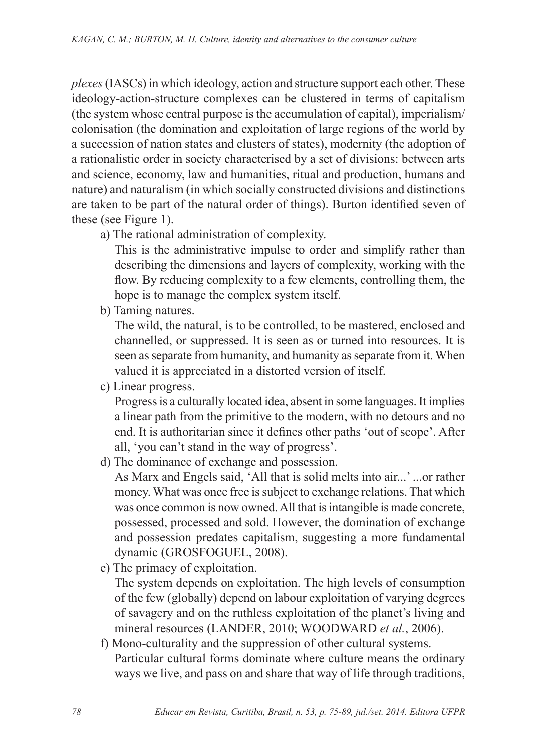*plexes* (IASCs) in which ideology, action and structure support each other. These ideology-action-structure complexes can be clustered in terms of capitalism (the system whose central purpose is the accumulation of capital), imperialism/colonisation (the domination and exploitation of large regions of the world by a succession of nation states and clusters of states), modernity (the adoption of a rationalistic order in society characterised by a set of divisions: between arts and science, economy, law and humanities, ritual and production, humans and nature) and naturalism (in which socially constructed divisions and distinctions are taken to be part of the natural order of things). Burton identified seven of these (see Figure 1).

a) The rational administration of complexity.
   This is the administrative impulse to order and simplify rather than describing the dimensions and layers of complexity, working with the flow. By reducing complexity to a few elements, controlling them, the hope is to manage the complex system itself.

b) Taming natures.
   The wild, the natural, is to be controlled, to be mastered, enclosed and channelled, or suppressed. It is seen as or turned into resources. It is seen as separate from humanity, and humanity as separate from it. When valued it is appreciated in a distorted version of itself.

c) Linear progress.
   Progress is a culturally located idea, absent in some languages. It implies a linear path from the primitive to the modern, with no detours and no end. It is authoritarian since it defines other paths 'out of scope'. After all, 'you can't stand in the way of progress'.

d) The dominance of exchange and possession.
   As Marx and Engels said, 'All that is solid melts into air...' ...or rather money. What was once free is subject to exchange relations. That which was once common is now owned. All that is intangible is made concrete, possessed, processed and sold. However, the domination of exchange and possession predates capitalism, suggesting a more fundamental dynamic (GROSFOGUEL, 2008).

e) The primacy of exploitation.
   The system depends on exploitation. The high levels of consumption of the few (globally) depend on labour exploitation of varying degrees of savagery and on the ruthless exploitation of the planet's living and mineral resources (LANDER, 2010; WOODWARD *et al.*, 2006).

f) Mono-culturality and the suppression of other cultural systems.
   Particular cultural forms dominate where culture means the ordinary ways we live, and pass on and share that way of life through traditions,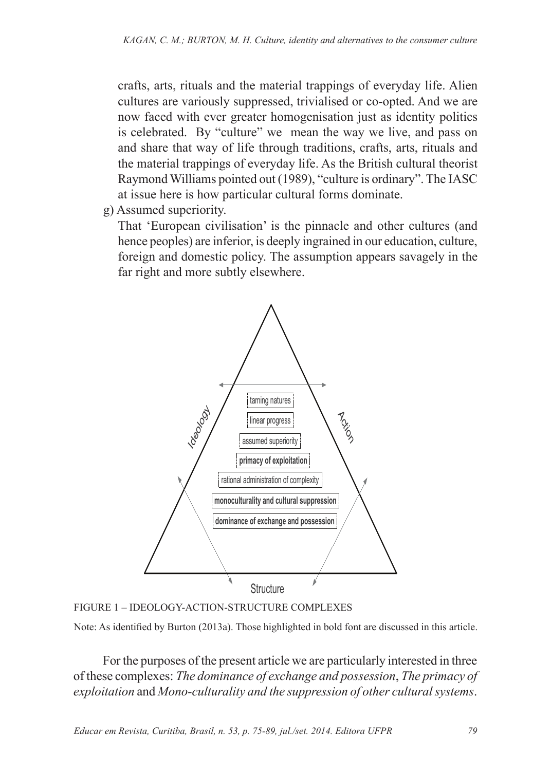crafts, arts, rituals and the material trappings of everyday life. Alien cultures are variously suppressed, trivialised or co-opted. And we are now faced with ever greater homogenisation just as identity politics is celebrated. By "culture" we mean the way we live, and pass on and share that way of life through traditions, crafts, arts, rituals and the material trappings of everyday life. As the British cultural theorist Raymond Williams pointed out (1989), "culture is ordinary". The IASC at issue here is how particular cultural forms dominate.

g) Assumed superiority.

That 'European civilisation' is the pinnacle and other cultures (and hence peoples) are inferior, is deeply ingrained in our education, culture, foreign and domestic policy. The assumption appears savagely in the far right and more subtly elsewhere.

FIGURE 1 – IDEOLOGY-ACTION-STRUCTURE COMPLEXES

Note: As identified by Burton (2013a). Those highlighted in bold font are discussed in this article.

For the purposes of the present article we are particularly interested in three of these complexes: *The dominance of exchange and possession*, *The primacy of exploitation* and *Mono-culturality and the suppression of other cultural systems*.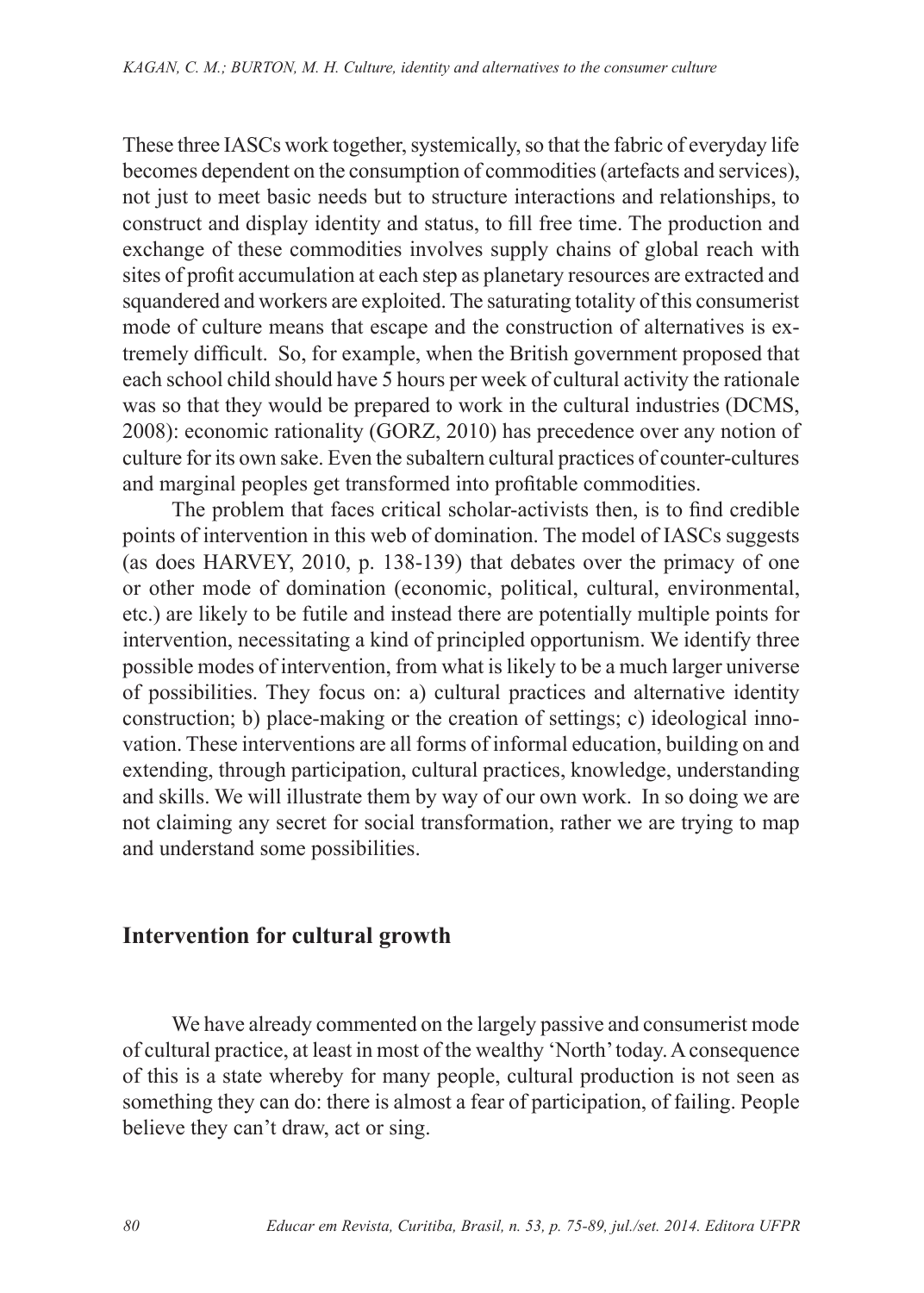These three IASCs work together, systemically, so that the fabric of everyday life becomes dependent on the consumption of commodities (artefacts and services), not just to meet basic needs but to structure interactions and relationships, to construct and display identity and status, to fill free time. The production and exchange of these commodities involves supply chains of global reach with sites of profit accumulation at each step as planetary resources are extracted and squandered and workers are exploited. The saturating totality of this consumerist mode of culture means that escape and the construction of alternatives is extremely difficult. So, for example, when the British government proposed that each school child should have 5 hours per week of cultural activity the rationale was so that they would be prepared to work in the cultural industries (DCMS, 2008): economic rationality (GORZ, 2010) has precedence over any notion of culture for its own sake. Even the subaltern cultural practices of counter-cultures and marginal peoples get transformed into profitable commodities.

The problem that faces critical scholar-activists then, is to find credible points of intervention in this web of domination. The model of IASCs suggests (as does HARVEY, 2010, p. 138-139) that debates over the primacy of one or other mode of domination (economic, political, cultural, environmental, etc.) are likely to be futile and instead there are potentially multiple points for intervention, necessitating a kind of principled opportunism. We identify three possible modes of intervention, from what is likely to be a much larger universe of possibilities. They focus on: a) cultural practices and alternative identity construction; b) place-making or the creation of settings; c) ideological innovation. These interventions are all forms of informal education, building on and extending, through participation, cultural practices, knowledge, understanding and skills. We will illustrate them by way of our own work. In so doing we are not claiming any secret for social transformation, rather we are trying to map and understand some possibilities.

## Intervention for cultural growth

We have already commented on the largely passive and consumerist mode of cultural practice, at least in most of the wealthy 'North' today. A consequence of this is a state whereby for many people, cultural production is not seen as something they can do: there is almost a fear of participation, of failing. People believe they can't draw, act or sing.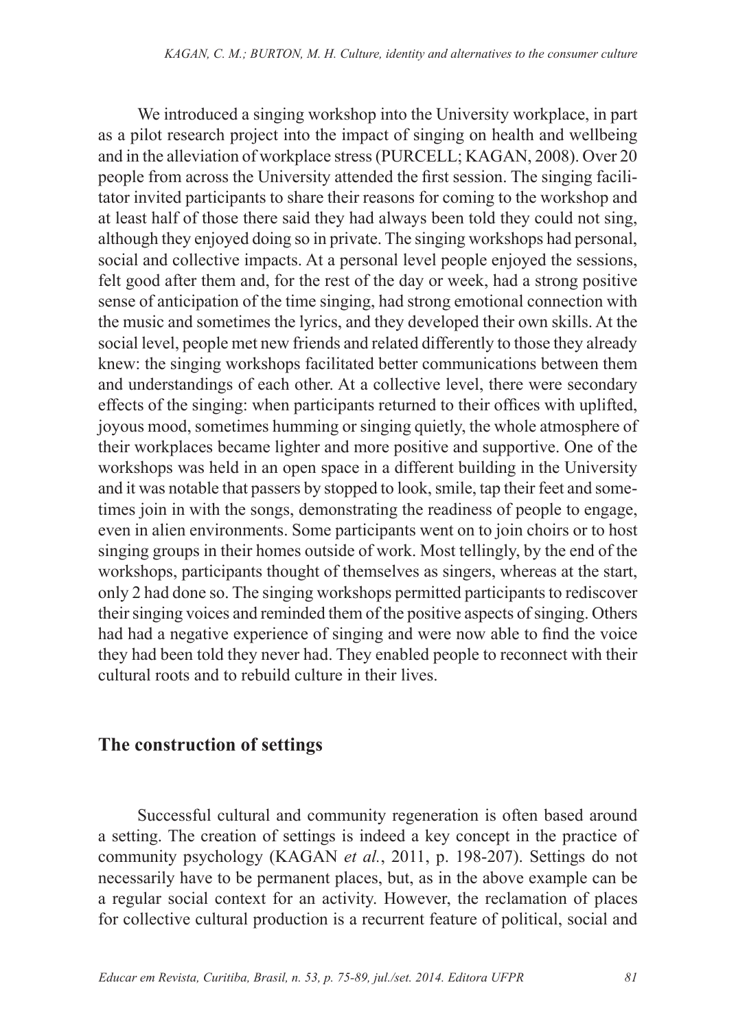We introduced a singing workshop into the University workplace, in part as a pilot research project into the impact of singing on health and wellbeing and in the alleviation of workplace stress (PURCELL; KAGAN, 2008). Over 20 people from across the University attended the first session. The singing facilitator invited participants to share their reasons for coming to the workshop and at least half of those there said they had always been told they could not sing, although they enjoyed doing so in private. The singing workshops had personal, social and collective impacts. At a personal level people enjoyed the sessions, felt good after them and, for the rest of the day or week, had a strong positive sense of anticipation of the time singing, had strong emotional connection with the music and sometimes the lyrics, and they developed their own skills. At the social level, people met new friends and related differently to those they already knew: the singing workshops facilitated better communications between them and understandings of each other. At a collective level, there were secondary effects of the singing: when participants returned to their offices with uplifted, joyous mood, sometimes humming or singing quietly, the whole atmosphere of their workplaces became lighter and more positive and supportive. One of the workshops was held in an open space in a different building in the University and it was notable that passers by stopped to look, smile, tap their feet and sometimes join in with the songs, demonstrating the readiness of people to engage, even in alien environments. Some participants went on to join choirs or to host singing groups in their homes outside of work. Most tellingly, by the end of the workshops, participants thought of themselves as singers, whereas at the start, only 2 had done so. The singing workshops permitted participants to rediscover their singing voices and reminded them of the positive aspects of singing. Others had had a negative experience of singing and were now able to find the voice they had been told they never had. They enabled people to reconnect with their cultural roots and to rebuild culture in their lives.

## The construction of settings

Successful cultural and community regeneration is often based around a setting. The creation of settings is indeed a key concept in the practice of community psychology (KAGAN *et al.*, 2011, p. 198-207). Settings do not necessarily have to be permanent places, but, as in the above example can be a regular social context for an activity. However, the reclamation of places for collective cultural production is a recurrent feature of political, social and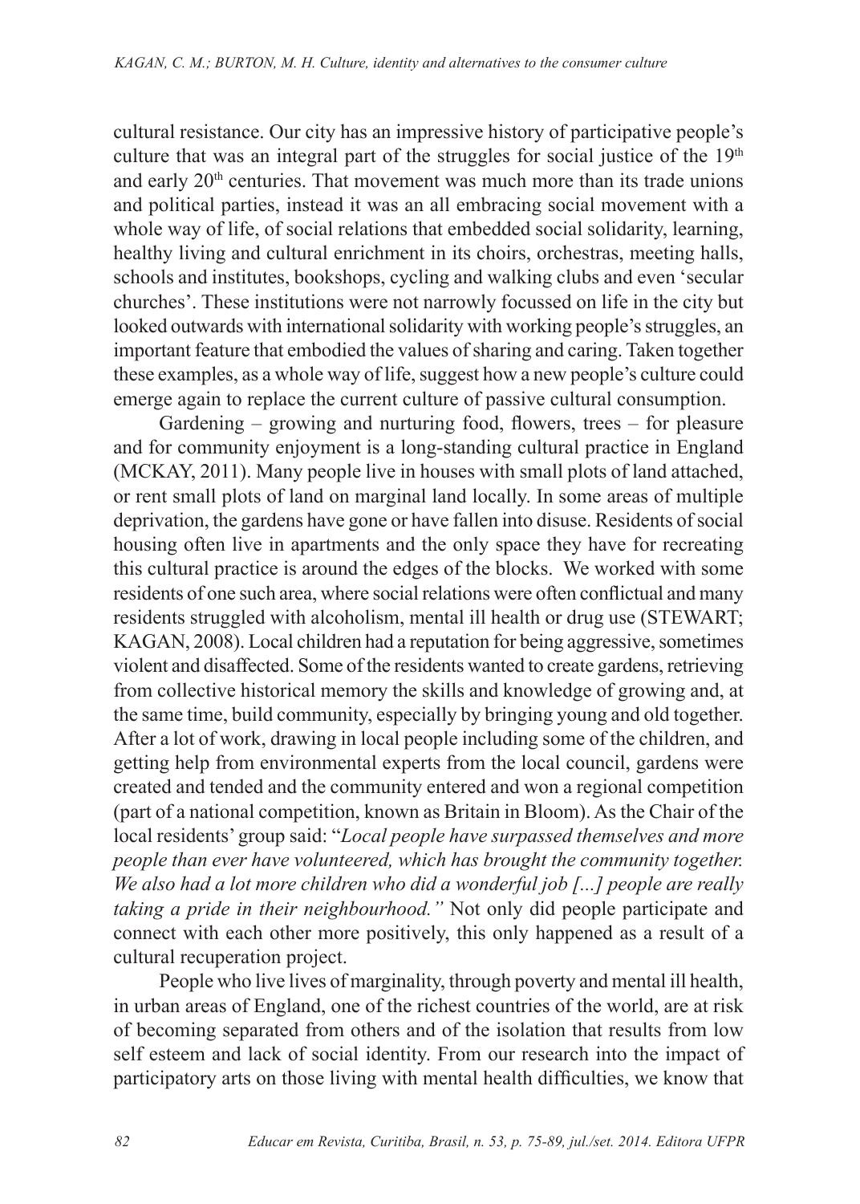cultural resistance. Our city has an impressive history of participative people's culture that was an integral part of the struggles for social justice of the 19th and early 20th centuries. That movement was much more than its trade unions and political parties, instead it was an all embracing social movement with a whole way of life, of social relations that embedded social solidarity, learning, healthy living and cultural enrichment in its choirs, orchestras, meeting halls, schools and institutes, bookshops, cycling and walking clubs and even 'secular churches'. These institutions were not narrowly focussed on life in the city but looked outwards with international solidarity with working people's struggles, an important feature that embodied the values of sharing and caring. Taken together these examples, as a whole way of life, suggest how a new people's culture could emerge again to replace the current culture of passive cultural consumption.

Gardening – growing and nurturing food, flowers, trees – for pleasure and for community enjoyment is a long-standing cultural practice in England (MCKAY, 2011). Many people live in houses with small plots of land attached, or rent small plots of land on marginal land locally. In some areas of multiple deprivation, the gardens have gone or have fallen into disuse. Residents of social housing often live in apartments and the only space they have for recreating this cultural practice is around the edges of the blocks. We worked with some residents of one such area, where social relations were often conflictual and many residents struggled with alcoholism, mental ill health or drug use (STEWART; KAGAN, 2008). Local children had a reputation for being aggressive, sometimes violent and disaffected. Some of the residents wanted to create gardens, retrieving from collective historical memory the skills and knowledge of growing and, at the same time, build community, especially by bringing young and old together. After a lot of work, drawing in local people including some of the children, and getting help from environmental experts from the local council, gardens were created and tended and the community entered and won a regional competition (part of a national competition, known as Britain in Bloom). As the Chair of the local residents' group said: "*Local people have surpassed themselves and more people than ever have volunteered, which has brought the community together. We also had a lot more children who did a wonderful job [...] people are really taking a pride in their neighbourhood."* Not only did people participate and connect with each other more positively, this only happened as a result of a cultural recuperation project.

People who live lives of marginality, through poverty and mental ill health, in urban areas of England, one of the richest countries of the world, are at risk of becoming separated from others and of the isolation that results from low self esteem and lack of social identity. From our research into the impact of participatory arts on those living with mental health difficulties, we know that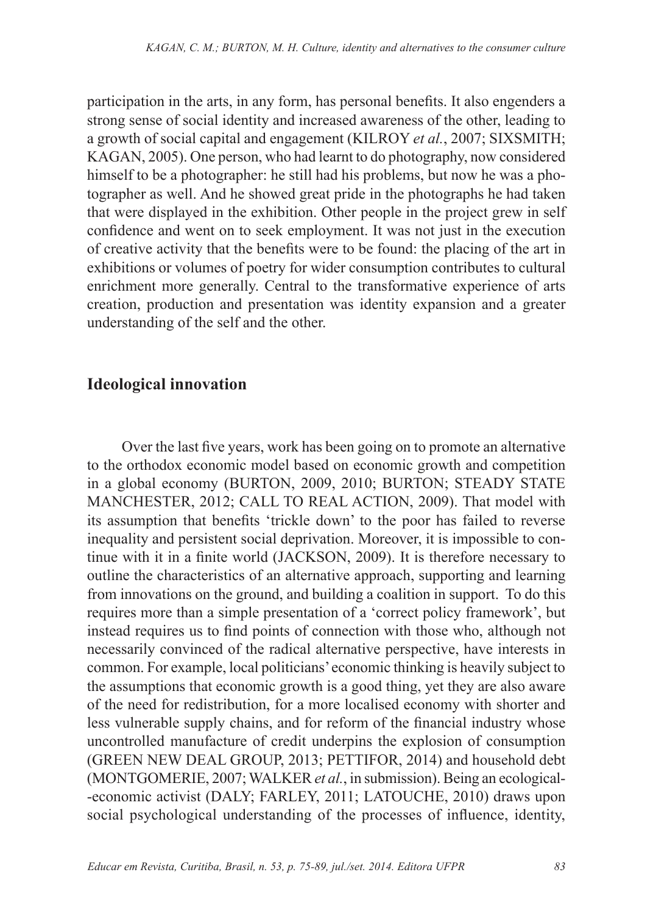participation in the arts, in any form, has personal benefits. It also engenders a strong sense of social identity and increased awareness of the other, leading to a growth of social capital and engagement (KILROY *et al.*, 2007; SIXSMITH; KAGAN, 2005). One person, who had learnt to do photography, now considered himself to be a photographer: he still had his problems, but now he was a photographer as well. And he showed great pride in the photographs he had taken that were displayed in the exhibition. Other people in the project grew in self confidence and went on to seek employment. It was not just in the execution of creative activity that the benefits were to be found: the placing of the art in exhibitions or volumes of poetry for wider consumption contributes to cultural enrichment more generally. Central to the transformative experience of arts creation, production and presentation was identity expansion and a greater understanding of the self and the other.

## Ideological innovation

Over the last five years, work has been going on to promote an alternative to the orthodox economic model based on economic growth and competition in a global economy (BURTON, 2009, 2010; BURTON; STEADY STATE MANCHESTER, 2012; CALL TO REAL ACTION, 2009). That model with its assumption that benefits 'trickle down' to the poor has failed to reverse inequality and persistent social deprivation. Moreover, it is impossible to continue with it in a finite world (JACKSON, 2009). It is therefore necessary to outline the characteristics of an alternative approach, supporting and learning from innovations on the ground, and building a coalition in support. To do this requires more than a simple presentation of a 'correct policy framework', but instead requires us to find points of connection with those who, although not necessarily convinced of the radical alternative perspective, have interests in common. For example, local politicians' economic thinking is heavily subject to the assumptions that economic growth is a good thing, yet they are also aware of the need for redistribution, for a more localised economy with shorter and less vulnerable supply chains, and for reform of the financial industry whose uncontrolled manufacture of credit underpins the explosion of consumption (GREEN NEW DEAL GROUP, 2013; PETTIFOR, 2014) and household debt (MONTGOMERIE, 2007; WALKER *et al.*, in submission). Being an ecological-economic activist (DALY; FARLEY, 2011; LATOUCHE, 2010) draws upon social psychological understanding of the processes of influence, identity,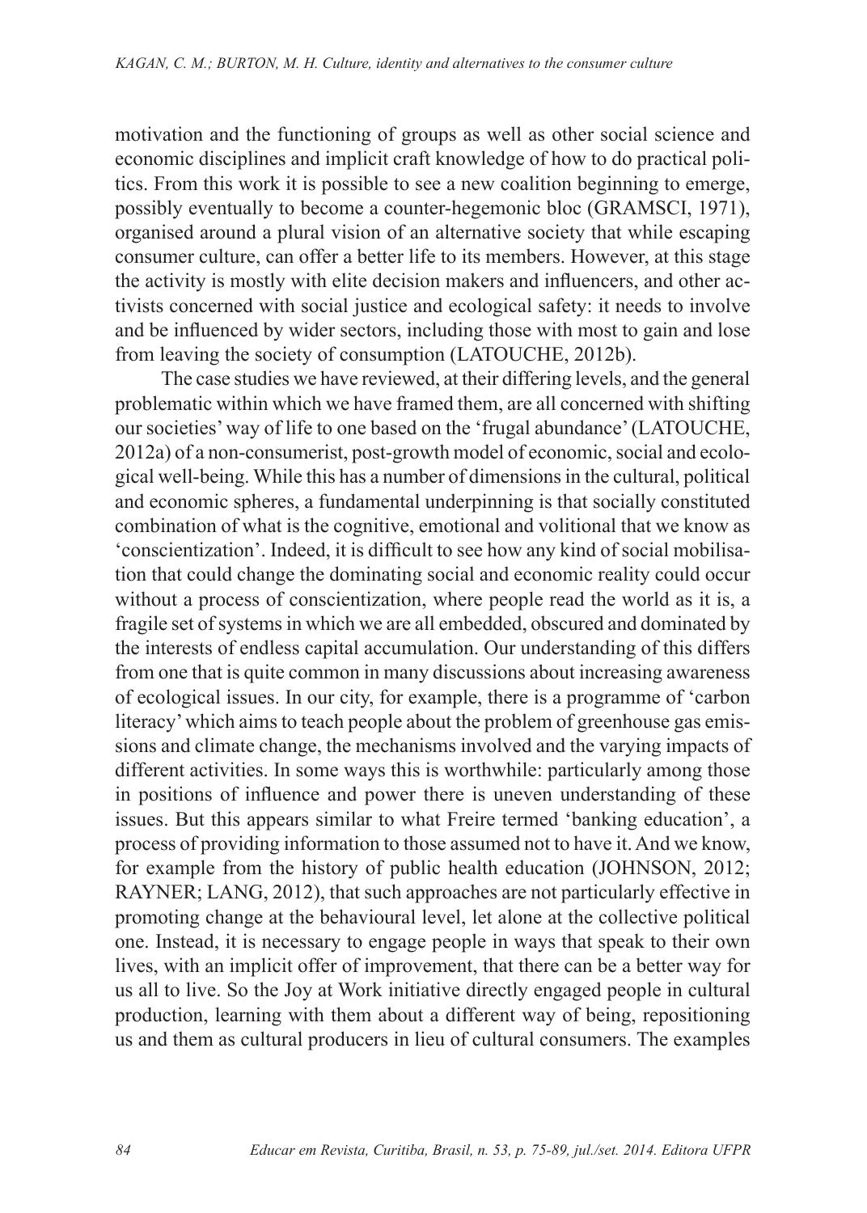motivation and the functioning of groups as well as other social science and economic disciplines and implicit craft knowledge of how to do practical politics. From this work it is possible to see a new coalition beginning to emerge, possibly eventually to become a counter-hegemonic bloc (GRAMSCI, 1971), organised around a plural vision of an alternative society that while escaping consumer culture, can offer a better life to its members. However, at this stage the activity is mostly with elite decision makers and influencers, and other activists concerned with social justice and ecological safety: it needs to involve and be influenced by wider sectors, including those with most to gain and lose from leaving the society of consumption (LATOUCHE, 2012b).

The case studies we have reviewed, at their differing levels, and the general problematic within which we have framed them, are all concerned with shifting our societies' way of life to one based on the 'frugal abundance' (LATOUCHE, 2012a) of a non-consumerist, post-growth model of economic, social and ecological well-being. While this has a number of dimensions in the cultural, political and economic spheres, a fundamental underpinning is that socially constituted combination of what is the cognitive, emotional and volitional that we know as 'conscientization'. Indeed, it is difficult to see how any kind of social mobilisation that could change the dominating social and economic reality could occur without a process of conscientization, where people read the world as it is, a fragile set of systems in which we are all embedded, obscured and dominated by the interests of endless capital accumulation. Our understanding of this differs from one that is quite common in many discussions about increasing awareness of ecological issues. In our city, for example, there is a programme of 'carbon literacy' which aims to teach people about the problem of greenhouse gas emissions and climate change, the mechanisms involved and the varying impacts of different activities. In some ways this is worthwhile: particularly among those in positions of influence and power there is uneven understanding of these issues. But this appears similar to what Freire termed 'banking education', a process of providing information to those assumed not to have it. And we know, for example from the history of public health education (JOHNSON, 2012; RAYNER; LANG, 2012), that such approaches are not particularly effective in promoting change at the behavioural level, let alone at the collective political one. Instead, it is necessary to engage people in ways that speak to their own lives, with an implicit offer of improvement, that there can be a better way for us all to live. So the Joy at Work initiative directly engaged people in cultural production, learning with them about a different way of being, repositioning us and them as cultural producers in lieu of cultural consumers. The examples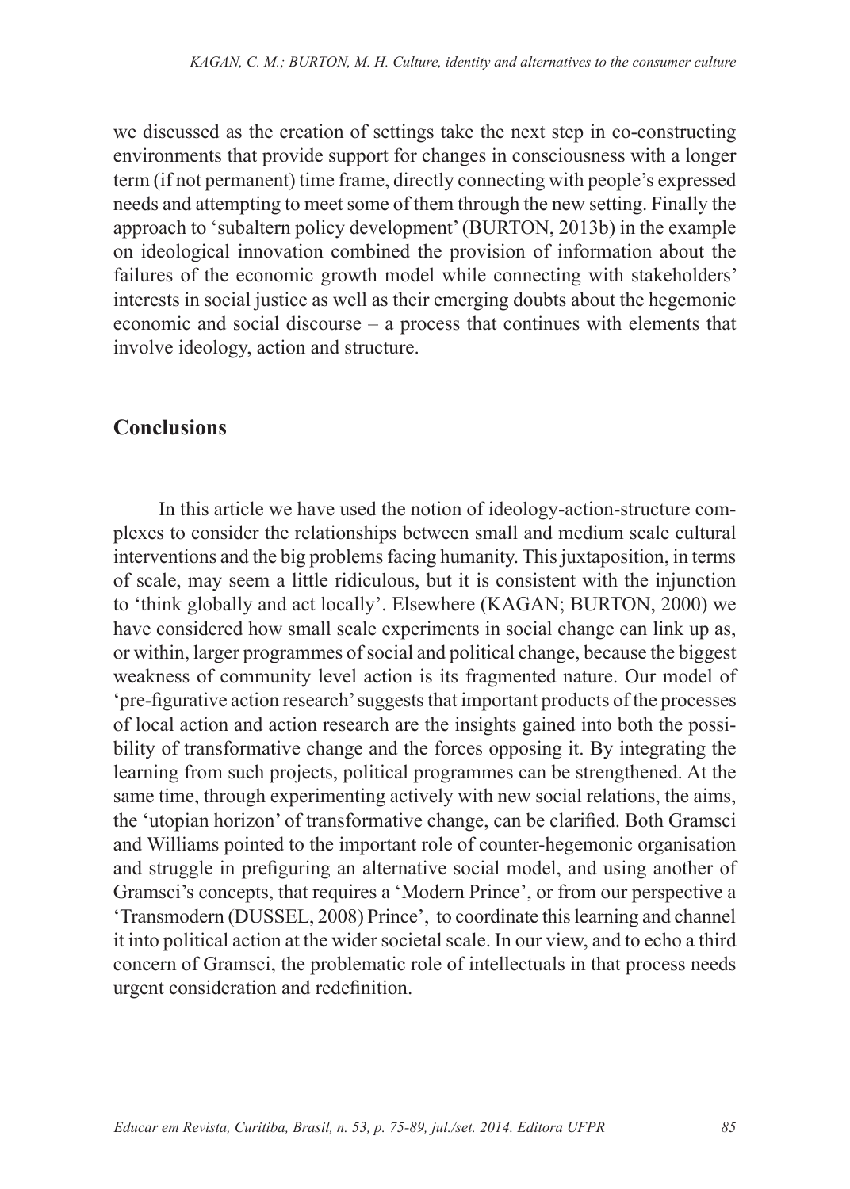we discussed as the creation of settings take the next step in co-constructing environments that provide support for changes in consciousness with a longer term (if not permanent) time frame, directly connecting with people's expressed needs and attempting to meet some of them through the new setting. Finally the approach to 'subaltern policy development' (BURTON, 2013b) in the example on ideological innovation combined the provision of information about the failures of the economic growth model while connecting with stakeholders' interests in social justice as well as their emerging doubts about the hegemonic economic and social discourse – a process that continues with elements that involve ideology, action and structure.

## Conclusions

In this article we have used the notion of ideology-action-structure complexes to consider the relationships between small and medium scale cultural interventions and the big problems facing humanity. This juxtaposition, in terms of scale, may seem a little ridiculous, but it is consistent with the injunction to 'think globally and act locally'. Elsewhere (KAGAN; BURTON, 2000) we have considered how small scale experiments in social change can link up as, or within, larger programmes of social and political change, because the biggest weakness of community level action is its fragmented nature. Our model of 'pre-figurative action research' suggests that important products of the processes of local action and action research are the insights gained into both the possibility of transformative change and the forces opposing it. By integrating the learning from such projects, political programmes can be strengthened. At the same time, through experimenting actively with new social relations, the aims, the 'utopian horizon' of transformative change, can be clarified. Both Gramsci and Williams pointed to the important role of counter-hegemonic organisation and struggle in prefiguring an alternative social model, and using another of Gramsci's concepts, that requires a 'Modern Prince', or from our perspective a 'Transmodern (DUSSEL, 2008) Prince', to coordinate this learning and channel it into political action at the wider societal scale. In our view, and to echo a third concern of Gramsci, the problematic role of intellectuals in that process needs urgent consideration and redefinition.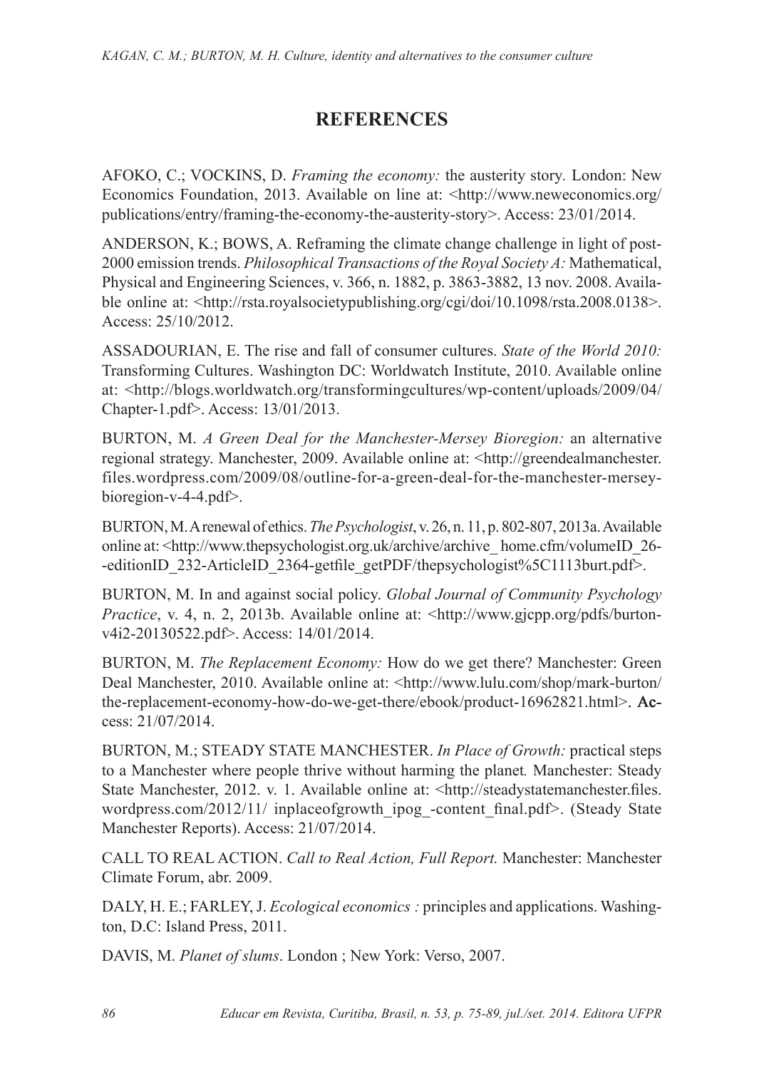## REFERENCES

AFOKO, C.; VOCKINS, D. *Framing the economy:* the austerity story. London: New Economics Foundation, 2013. Available on line at: <http://www.neweconomics.org/publications/entry/framing-the-economy-the-austerity-story>. Access: 23/01/2014.

ANDERSON, K.; BOWS, A. Reframing the climate change challenge in light of post-2000 emission trends. *Philosophical Transactions of the Royal Society A:* Mathematical, Physical and Engineering Sciences, v. 366, n. 1882, p. 3863-3882, 13 nov. 2008. Available online at: <http://rsta.royalsocietypublishing.org/cgi/doi/10.1098/rsta.2008.0138>. Access: 25/10/2012.

ASSADOURIAN, E. The rise and fall of consumer cultures. *State of the World 2010:* Transforming Cultures. Washington DC: Worldwatch Institute, 2010. Available online at: <http://blogs.worldwatch.org/transformingcultures/wp-content/uploads/2009/04/Chapter-1.pdf>. Access: 13/01/2013.

BURTON, M. *A Green Deal for the Manchester-Mersey Bioregion:* an alternative regional strategy. Manchester, 2009. Available online at: <http://greendealmanchester.files.wordpress.com/2009/08/outline-for-a-green-deal-for-the-manchester-mersey-bioregion-v-4-4.pdf>.

BURTON, M. A renewal of ethics. *The Psychologist*, v. 26, n. 11, p. 802-807, 2013a. Available online at: <http://www.thepsychologist.org.uk/archive/archive_home.cfm/volumeID_26--editionID_232-ArticleID_2364-getfile_getPDF/thepsychologist%5C1113burt.pdf>.

BURTON, M. In and against social policy. *Global Journal of Community Psychology Practice*, v. 4, n. 2, 2013b. Available online at: <http://www.gjcpp.org/pdfs/burton-v4i2-20130522.pdf>. Access: 14/01/2014.

BURTON, M. *The Replacement Economy:* How do we get there? Manchester: Green Deal Manchester, 2010. Available online at: <http://www.lulu.com/shop/mark-burton/the-replacement-economy-how-do-we-get-there/ebook/product-16962821.html>. Access: 21/07/2014.

BURTON, M.; STEADY STATE MANCHESTER. *In Place of Growth:* practical steps to a Manchester where people thrive without harming the planet. Manchester: Steady State Manchester, 2012. v. 1. Available online at: <http://steadystatemanchester.files.wordpress.com/2012/11/ inplaceofgrowth_ipog_-content_final.pdf>. (Steady State Manchester Reports). Access: 21/07/2014.

CALL TO REAL ACTION. *Call to Real Action, Full Report.* Manchester: Manchester Climate Forum, abr. 2009.

DALY, H. E.; FARLEY, J. *Ecological economics :* principles and applications. Washington, D.C: Island Press, 2011.

DAVIS, M. *Planet of slums*. London ; New York: Verso, 2007.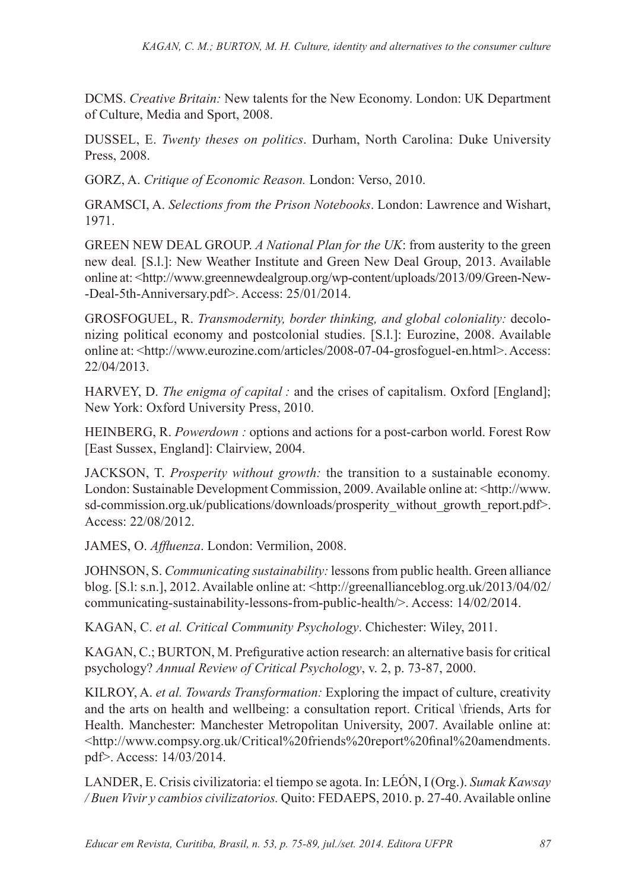DCMS. *Creative Britain:* New talents for the New Economy. London: UK Department of Culture, Media and Sport, 2008.

DUSSEL, E. *Twenty theses on politics*. Durham, North Carolina: Duke University Press, 2008.

GORZ, A. *Critique of Economic Reason.* London: Verso, 2010.

GRAMSCI, A. *Selections from the Prison Notebooks*. London: Lawrence and Wishart, 1971.

GREEN NEW DEAL GROUP. *A National Plan for the UK*: from austerity to the green new deal*.* [S.l.]: New Weather Institute and Green New Deal Group, 2013. Available online at: <http://www.greennewdealgroup.org/wp-content/uploads/2013/09/Green-New--Deal-5th-Anniversary.pdf>. Access: 25/01/2014.

GROSFOGUEL, R. *Transmodernity, border thinking, and global coloniality:* decolonizing political economy and postcolonial studies. [S.l.]: Eurozine, 2008. Available online at: <http://www.eurozine.com/articles/2008-07-04-grosfoguel-en.html>. Access: 22/04/2013.

HARVEY, D. *The enigma of capital :* and the crises of capitalism. Oxford [England]; New York: Oxford University Press, 2010.

HEINBERG, R. *Powerdown :* options and actions for a post-carbon world. Forest Row [East Sussex, England]: Clairview, 2004.

JACKSON, T. *Prosperity without growth:* the transition to a sustainable economy. London: Sustainable Development Commission, 2009. Available online at: <http://www.sd-commission.org.uk/publications/downloads/prosperity_without_growth_report.pdf>. Access: 22/08/2012.

JAMES, O. *Affluenza*. London: Vermilion, 2008.

JOHNSON, S. *Communicating sustainability:* lessons from public health. Green alliance blog. [S.l: s.n.], 2012. Available online at: <http://greenallianceblog.org.uk/2013/04/02/communicating-sustainability-lessons-from-public-health/>. Access: 14/02/2014.

KAGAN, C. *et al. Critical Community Psychology*. Chichester: Wiley, 2011.

KAGAN, C.; BURTON, M. Prefigurative action research: an alternative basis for critical psychology? *Annual Review of Critical Psychology*, v. 2, p. 73-87, 2000.

KILROY, A. *et al. Towards Transformation:* Exploring the impact of culture, creativity and the arts on health and wellbeing: a consultation report. Critical \friends, Arts for Health. Manchester: Manchester Metropolitan University, 2007. Available online at: <http://www.compsy.org.uk/Critical%20friends%20report%20final%20amendments.pdf>. Access: 14/03/2014.

LANDER, E. Crisis civilizatoria: el tiempo se agota. In: LEÓN, I (Org.). *Sumak Kawsay / Buen Vivir y cambios civilizatorios.* Quito: FEDAEPS, 2010. p. 27-40. Available online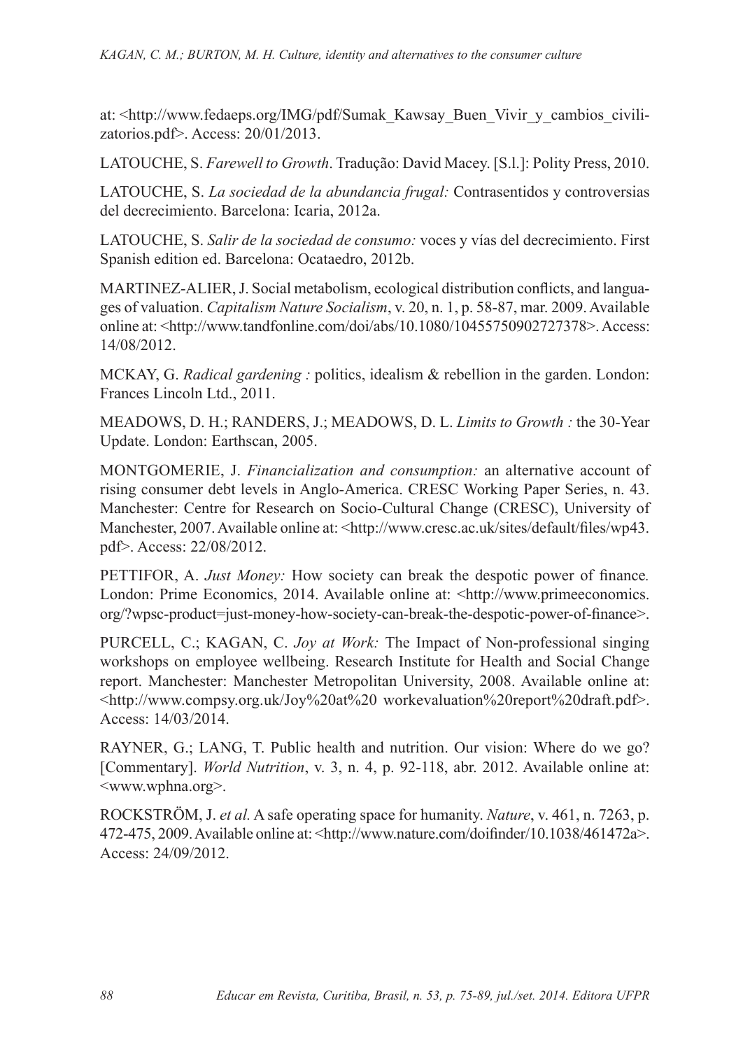at: <http://www.fedaeps.org/IMG/pdf/Sumak_Kawsay_Buen_Vivir_y_cambios_civilizatorios.pdf>. Access: 20/01/2013.

LATOUCHE, S. *Farewell to Growth*. Tradução: David Macey. [S.l.]: Polity Press, 2010.

LATOUCHE, S. *La sociedad de la abundancia frugal:* Contrasentidos y controversias del decrecimiento. Barcelona: Icaria, 2012a.

LATOUCHE, S. *Salir de la sociedad de consumo:* voces y vías del decrecimiento. First Spanish edition ed. Barcelona: Ocataedro, 2012b.

MARTINEZ-ALIER, J. Social metabolism, ecological distribution conflicts, and languages of valuation. *Capitalism Nature Socialism*, v. 20, n. 1, p. 58-87, mar. 2009. Available online at: <http://www.tandfonline.com/doi/abs/10.1080/10455750902727378>. Access: 14/08/2012.

MCKAY, G. *Radical gardening :* politics, idealism & rebellion in the garden. London: Frances Lincoln Ltd., 2011.

MEADOWS, D. H.; RANDERS, J.; MEADOWS, D. L. *Limits to Growth :* the 30-Year Update. London: Earthscan, 2005.

MONTGOMERIE, J. *Financialization and consumption:* an alternative account of rising consumer debt levels in Anglo-America. CRESC Working Paper Series, n. 43. Manchester: Centre for Research on Socio-Cultural Change (CRESC), University of Manchester, 2007. Available online at: <http://www.cresc.ac.uk/sites/default/files/wp43.pdf>. Access: 22/08/2012.

PETTIFOR, A. *Just Money:* How society can break the despotic power of finance*.* London: Prime Economics, 2014. Available online at: <http://www.primeeconomics.org/?wpsc-product=just-money-how-society-can-break-the-despotic-power-of-finance>.

PURCELL, C.; KAGAN, C. *Joy at Work:* The Impact of Non-professional singing workshops on employee wellbeing. Research Institute for Health and Social Change report. Manchester: Manchester Metropolitan University, 2008. Available online at: <http://www.compsy.org.uk/Joy%20at%20 workevaluation%20report%20draft.pdf>. Access: 14/03/2014.

RAYNER, G.; LANG, T. Public health and nutrition. Our vision: Where do we go? [Commentary]. *World Nutrition*, v. 3, n. 4, p. 92-118, abr. 2012. Available online at: <www.wphna.org>.

ROCKSTRÖM, J. *et al.* A safe operating space for humanity. *Nature*, v. 461, n. 7263, p. 472-475, 2009. Available online at: <http://www.nature.com/doifinder/10.1038/461472a>. Access: 24/09/2012.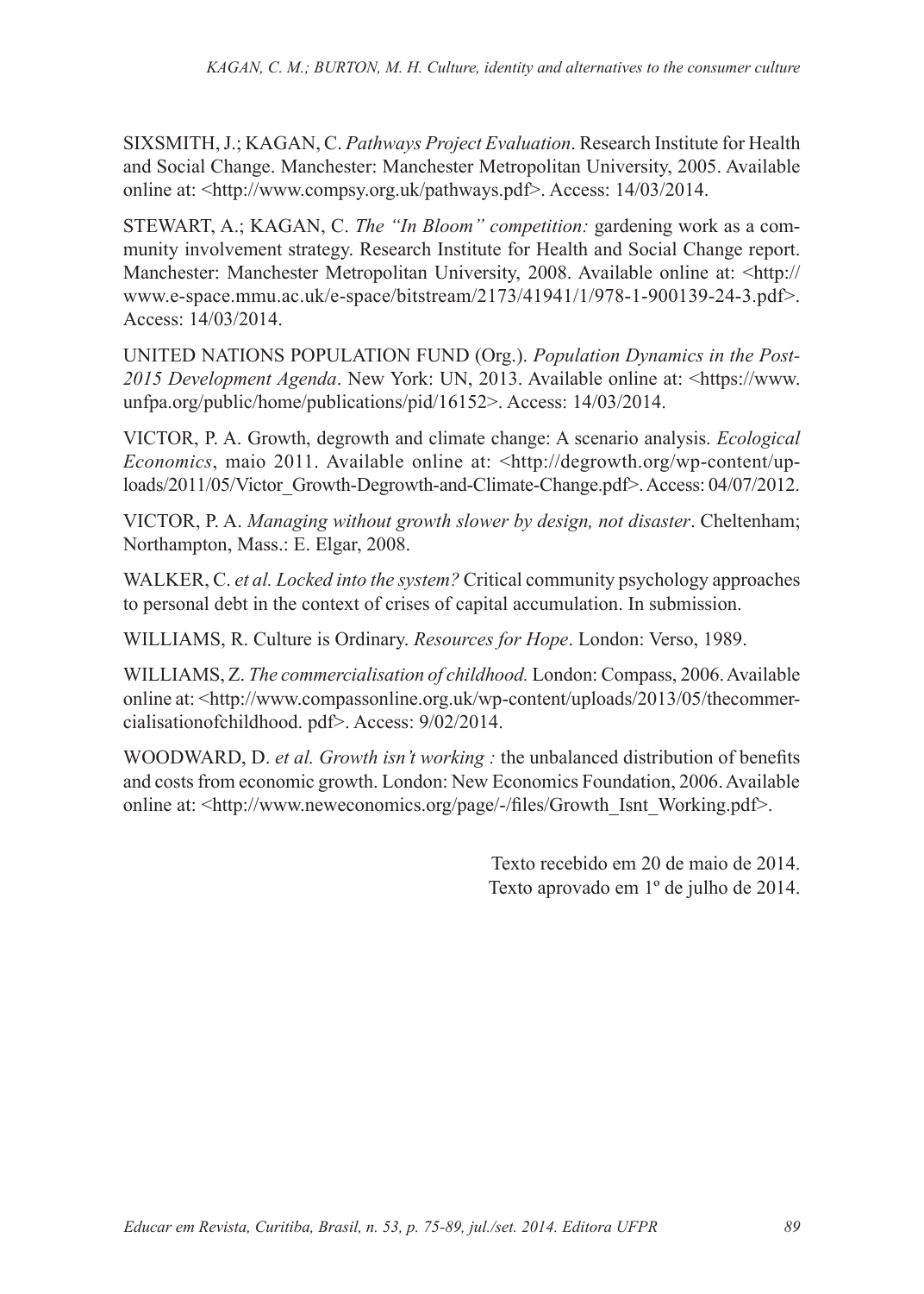SIXSMITH, J.; KAGAN, C. *Pathways Project Evaluation*. Research Institute for Health and Social Change. Manchester: Manchester Metropolitan University, 2005. Available online at: <http://www.compsy.org.uk/pathways.pdf>. Access: 14/03/2014.

STEWART, A.; KAGAN, C. *The "In Bloom" competition:* gardening work as a community involvement strategy. Research Institute for Health and Social Change report. Manchester: Manchester Metropolitan University, 2008. Available online at: <http://www.e-space.mmu.ac.uk/e-space/bitstream/2173/41941/1/978-1-900139-24-3.pdf>. Access: 14/03/2014.

UNITED NATIONS POPULATION FUND (Org.). *Population Dynamics in the Post-2015 Development Agenda*. New York: UN, 2013. Available online at: <https://www.unfpa.org/public/home/publications/pid/16152>. Access: 14/03/2014.

VICTOR, P. A. Growth, degrowth and climate change: A scenario analysis. *Ecological Economics*, maio 2011. Available online at: <http://degrowth.org/wp-content/uploads/2011/05/Victor_Growth-Degrowth-and-Climate-Change.pdf>. Access: 04/07/2012.

VICTOR, P. A. *Managing without growth slower by design, not disaster*. Cheltenham; Northampton, Mass.: E. Elgar, 2008.

WALKER, C. *et al. Locked into the system?* Critical community psychology approaches to personal debt in the context of crises of capital accumulation. In submission.

WILLIAMS, R. Culture is Ordinary. *Resources for Hope*. London: Verso, 1989.

WILLIAMS, Z. *The commercialisation of childhood.* London: Compass, 2006. Available online at: <http://www.compassonline.org.uk/wp-content/uploads/2013/05/thecommercialisationofchildhood. pdf>. Access: 9/02/2014.

WOODWARD, D. *et al. Growth isn't working :* the unbalanced distribution of benefits and costs from economic growth. London: New Economics Foundation, 2006. Available online at: <http://www.neweconomics.org/page/-/files/Growth_Isnt_Working.pdf>.

Texto recebido em 20 de maio de 2014.
Texto aprovado em 1º de julho de 2014.